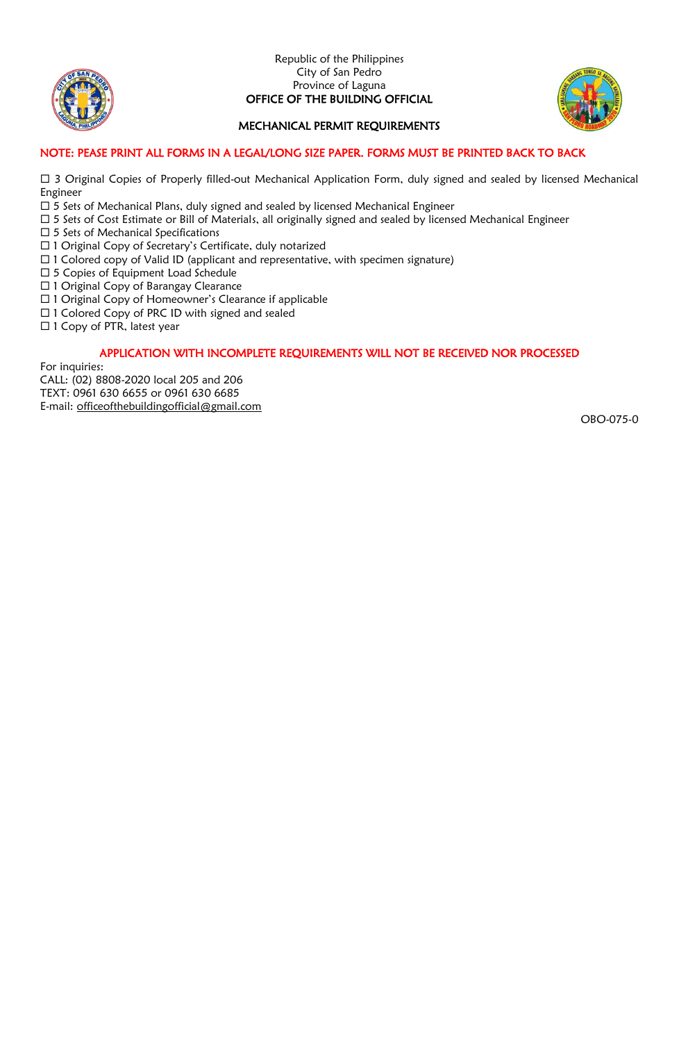Republic of the Philippines
City of San Pedro
Province of Laguna
**OFFICE OF THE BUILDING OFFICIAL**

**MECHANICAL PERMIT REQUIREMENTS**

**NOTE: PEASE PRINT ALL FORMS IN A LEGAL/LONG SIZE PAPER. FORMS MUST BE PRINTED BACK TO BACK**

☐ 3 Original Copies of Properly filled-out Mechanical Application Form, duly signed and sealed by licensed Mechanical Engineer
☐ 5 Sets of Mechanical Plans, duly signed and sealed by licensed Mechanical Engineer
☐ 5 Sets of Cost Estimate or Bill of Materials, all originally signed and sealed by licensed Mechanical Engineer
☐ 5 Sets of Mechanical Specifications
☐ 1 Original Copy of Secretary's Certificate, duly notarized
☐ 1 Colored copy of Valid ID (applicant and representative, with specimen signature)
☐ 5 Copies of Equipment Load Schedule
☐ 1 Original Copy of Barangay Clearance
☐ 1 Original Copy of Homeowner's Clearance if applicable
☐ 1 Colored Copy of PRC ID with signed and sealed
☐ 1 Copy of PTR, latest year

**APPLICATION WITH INCOMPLETE REQUIREMENTS WILL NOT BE RECEIVED NOR PROCESSED**

For inquiries:
CALL: (02) 8808-2020 local 205 and 206
TEXT: 0961 630 6655 or 0961 630 6685
E-mail: officeofthebuildingofficial@gmail.com

OBO-075-0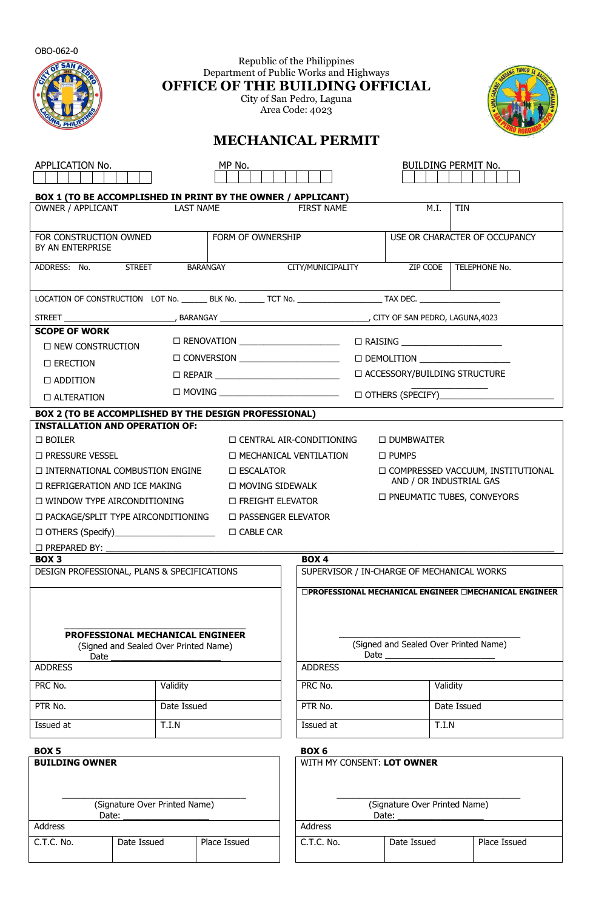OBO-062-0

Republic of the Philippines
Department of Public Works and Highways

# OFFICE OF THE BUILDING OFFICIAL

City of San Pedro, Laguna
Area Code: 4023

## MECHANICAL PERMIT

| APPLICATION No. | MP No. | BUILDING PERMIT No. |
|---|---|---|
| | | |

**BOX 1 (TO BE ACCOMPLISHED IN PRINT BY THE OWNER / APPLICANT)**

| OWNER / APPLICANT | LAST NAME | FIRST NAME | M.I. | TIN |
|---|---|---|---|---|
| | | | | |

| FOR CONSTRUCTION OWNED BY AN ENTERPRISE | FORM OF OWNERSHIP | USE OR CHARACTER OF OCCUPANCY |
|---|---|---|
| | | |

| ADDRESS: No. | STREET | BARANGAY | CITY/MUNICIPALITY | ZIP CODE | TELEPHONE No. |
|---|---|---|---|---|---|
| | | | | | |

LOCATION OF CONSTRUCTION LOT No. ______ BLK No. ______ TCT No. ___________________ TAX DEC. __________________

STREET ________________________, BARANGAY _________________________________, CITY OF SAN PEDRO, LAGUNA,4023

**SCOPE OF WORK**

- ☐ NEW CONSTRUCTION
- ☐ ERECTION
- ☐ ADDITION
- ☐ ALTERATION
- ☐ RENOVATION ____________________
- ☐ CONVERSION ____________________
- ☐ REPAIR ____________________
- ☐ MOVING ____________________
- ☐ RAISING ____________________
- ☐ DEMOLITION ____________________
- ☐ ACCESSORY/BUILDING STRUCTURE ________________
- ☐ OTHERS (SPECIFY)____________________

**BOX 2 (TO BE ACCOMPLISHED BY THE DESIGN PROFESSIONAL)**

**INSTALLATION AND OPERATION OF:**

- ☐ BOILER
- ☐ PRESSURE VESSEL
- ☐ INTERNATIONAL COMBUSTION ENGINE
- ☐ REFRIGERATION AND ICE MAKING
- ☐ WINDOW TYPE AIRCONDITIONING
- ☐ PACKAGE/SPLIT TYPE AIRCONDITIONING
- ☐ OTHERS (Specify)____________________
- ☐ CENTRAL AIR-CONDITIONING
- ☐ MECHANICAL VENTILATION
- ☐ ESCALATOR
- ☐ MOVING SIDEWALK
- ☐ FREIGHT ELEVATOR
- ☐ PASSENGER ELEVATOR
- ☐ CABLE CAR
- ☐ DUMBWAITER
- ☐ PUMPS
- ☐ COMPRESSED VACCUUM, INSTITUTIONAL AND / OR INDUSTRIAL GAS
- ☐ PNEUMATIC TUBES, CONVEYORS

☐ PREPARED BY: ______________________________________________

**BOX 3**

DESIGN PROFESSIONAL, PLANS & SPECIFICATIONS

______________________________
**PROFESSIONAL MECHANICAL ENGINEER**
(Signed and Sealed Over Printed Name)
Date ____________________

| ADDRESS | |
|---|---|
| PRC No. | Validity |
| PTR No. | Date Issued |
| Issued at | T.I.N |

**BOX 4**

SUPERVISOR / IN-CHARGE OF MECHANICAL WORKS

**☐PROFESSIONAL MECHANICAL ENGINEER ☐MECHANICAL ENGINEER**

______________________________
(Signed and Sealed Over Printed Name)
Date ____________________

| ADDRESS | |
|---|---|
| PRC No. | Validity |
| PTR No. | Date Issued |
| Issued at | T.I.N |

**BOX 5**

**BUILDING OWNER**

______________________________
(Signature Over Printed Name)
Date: ____________________

| Address | | |
|---|---|---|
| C.T.C. No. | Date Issued | Place Issued |

**BOX 6**

WITH MY CONSENT: **LOT OWNER**

______________________________
(Signature Over Printed Name)
Date: ____________________

| Address | | |
|---|---|---|
| C.T.C. No. | Date Issued | Place Issued |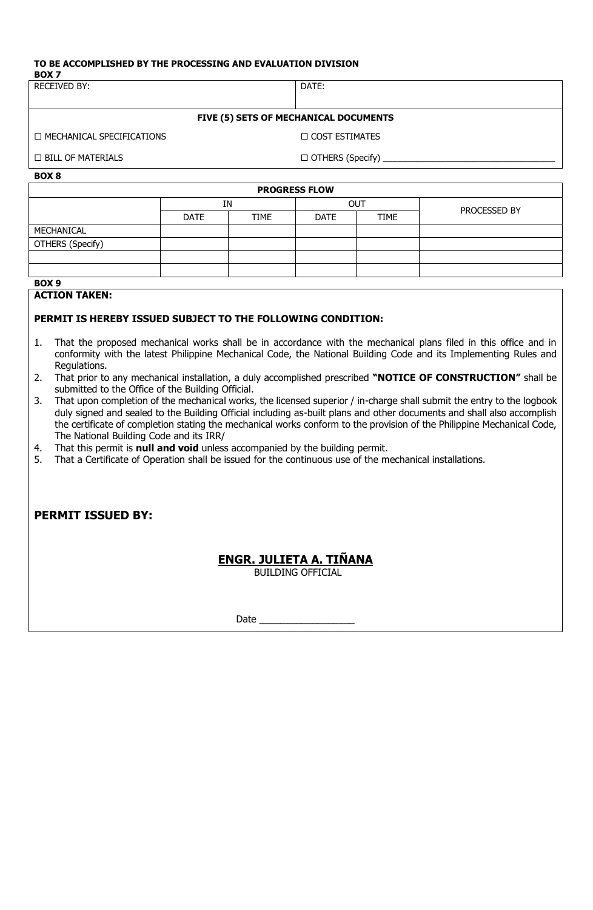**TO BE ACCOMPLISHED BY THE PROCESSING AND EVALUATION DIVISION**

**BOX 7**

| | |
|---|---|
| RECEIVED BY: | DATE: |
| **FIVE (5) SETS OF MECHANICAL DOCUMENTS** | |
| ☐ MECHANICAL SPECIFICATIONS | ☐ COST ESTIMATES |
| ☐ BILL OF MATERIALS | ☐ OTHERS (Specify) ___________________________________ |

**BOX 8**

| PROGRESS FLOW | | | | | |
|---|---|---|---|---|---|
| | IN | | OUT | | PROCESSED BY |
| | DATE | TIME | DATE | TIME | |
| MECHANICAL | | | | | |
| OTHERS (Specify) | | | | | |
| | | | | | |
| | | | | | |

**BOX 9**

**ACTION TAKEN:**

**PERMIT IS HEREBY ISSUED SUBJECT TO THE FOLLOWING CONDITION:**

1. That the proposed mechanical works shall be in accordance with the mechanical plans filed in this office and in conformity with the latest Philippine Mechanical Code, the National Building Code and its Implementing Rules and Regulations.
2. That prior to any mechanical installation, a duly accomplished prescribed **"NOTICE OF CONSTRUCTION"** shall be submitted to the Office of the Building Official.
3. That upon completion of the mechanical works, the licensed superior / in-charge shall submit the entry to the logbook duly signed and sealed to the Building Official including as-built plans and other documents and shall also accomplish the certificate of completion stating the mechanical works conform to the provision of the Philippine Mechanical Code, The National Building Code and its IRR/
4. That this permit is **null and void** unless accompanied by the building permit.
5. That a Certificate of Operation shall be issued for the continuous use of the mechanical installations.

## PERMIT ISSUED BY:

**ENGR. JULIETA A. TIÑANA**
BUILDING OFFICIAL

Date __________________